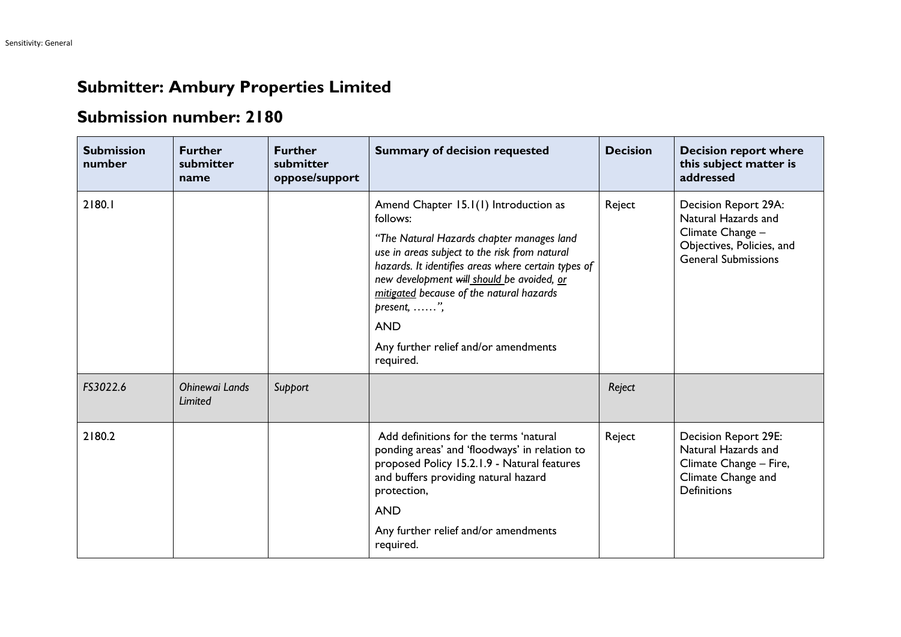## Submitter: Ambury Properties Limited

## Submission number: 2180

| Submission number | Further submitter name | Further submitter oppose/support | Summary of decision requested | Decision | Decision report where this subject matter is addressed |
|---|---|---|---|---|---|
| 2180.1 | | | Amend Chapter 15.1(1) Introduction as follows:<br>*"The Natural Hazards chapter manages land use in areas subject to the risk from natural hazards. It identifies areas where certain types of new development ~~will~~ <u>should</u> be avoided, <u>or mitigated</u> because of the natural hazards present, ……",*<br>AND<br>Any further relief and/or amendments required. | Reject | Decision Report 29A: Natural Hazards and Climate Change – Objectives, Policies, and General Submissions |
| *FS3022.6* | *Ohinewai Lands Limited* | *Support* | | *Reject* | |
| 2180.2 | | | Add definitions for the terms 'natural ponding areas' and 'floodways' in relation to proposed Policy 15.2.1.9 - Natural features and buffers providing natural hazard protection,<br>AND<br>Any further relief and/or amendments required. | Reject | Decision Report 29E: Natural Hazards and Climate Change – Fire, Climate Change and Definitions |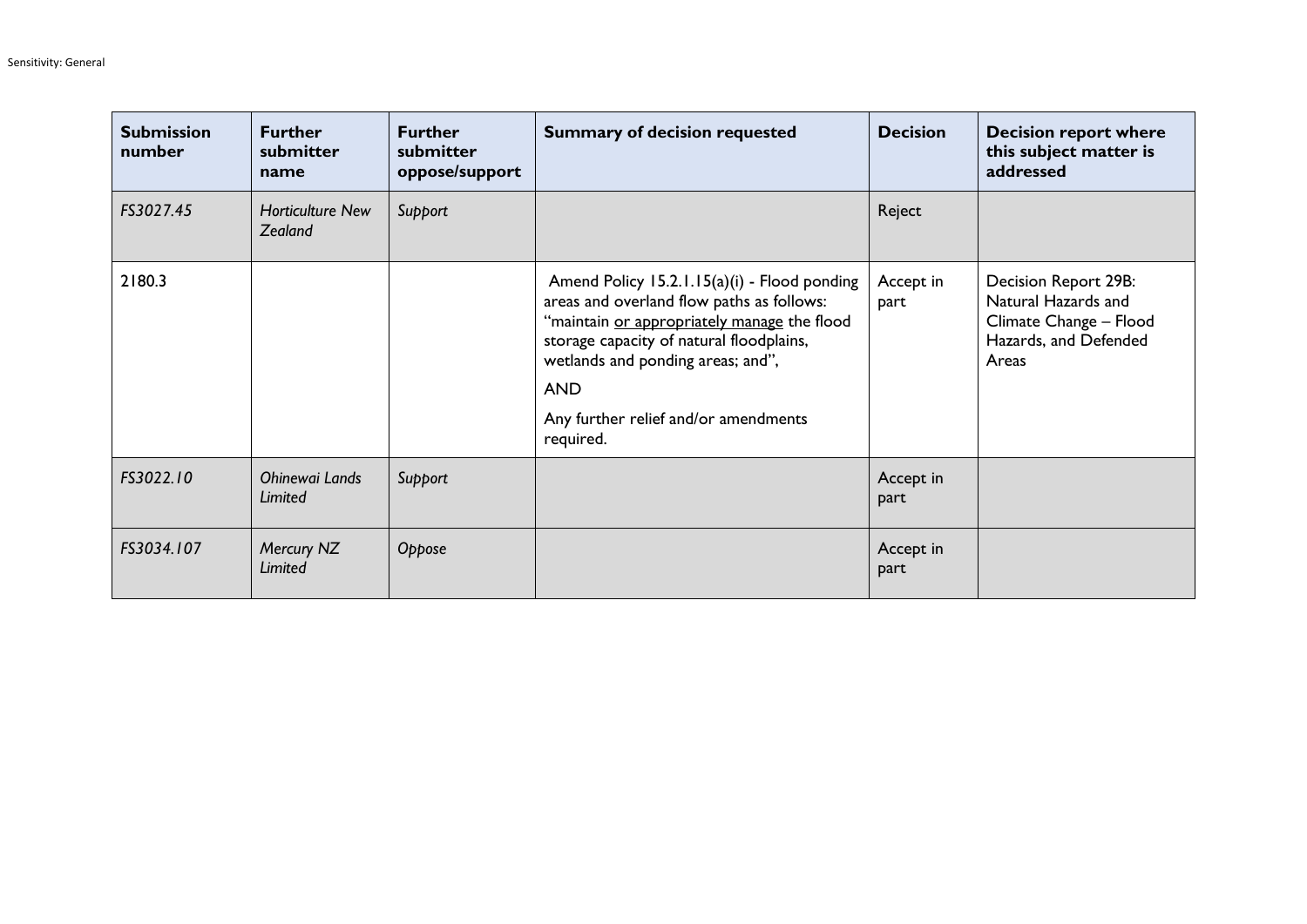| Submission number | Further submitter name | Further submitter oppose/support | Summary of decision requested | Decision | Decision report where this subject matter is addressed |
|---|---|---|---|---|---|
| *FS3027.45* | *Horticulture New Zealand* | *Support* | | Reject | |
| 2180.3 | | | Amend Policy 15.2.1.15(a)(i) - Flood ponding areas and overland flow paths as follows: "maintain <u>or appropriately manage</u> the flood storage capacity of natural floodplains, wetlands and ponding areas; and",<br><br>AND<br><br>Any further relief and/or amendments required. | Accept in part | Decision Report 29B: Natural Hazards and Climate Change – Flood Hazards, and Defended Areas |
| *FS3022.10* | *Ohinewai Lands Limited* | *Support* | | Accept in part | |
| *FS3034.107* | *Mercury NZ Limited* | *Oppose* | | Accept in part | |